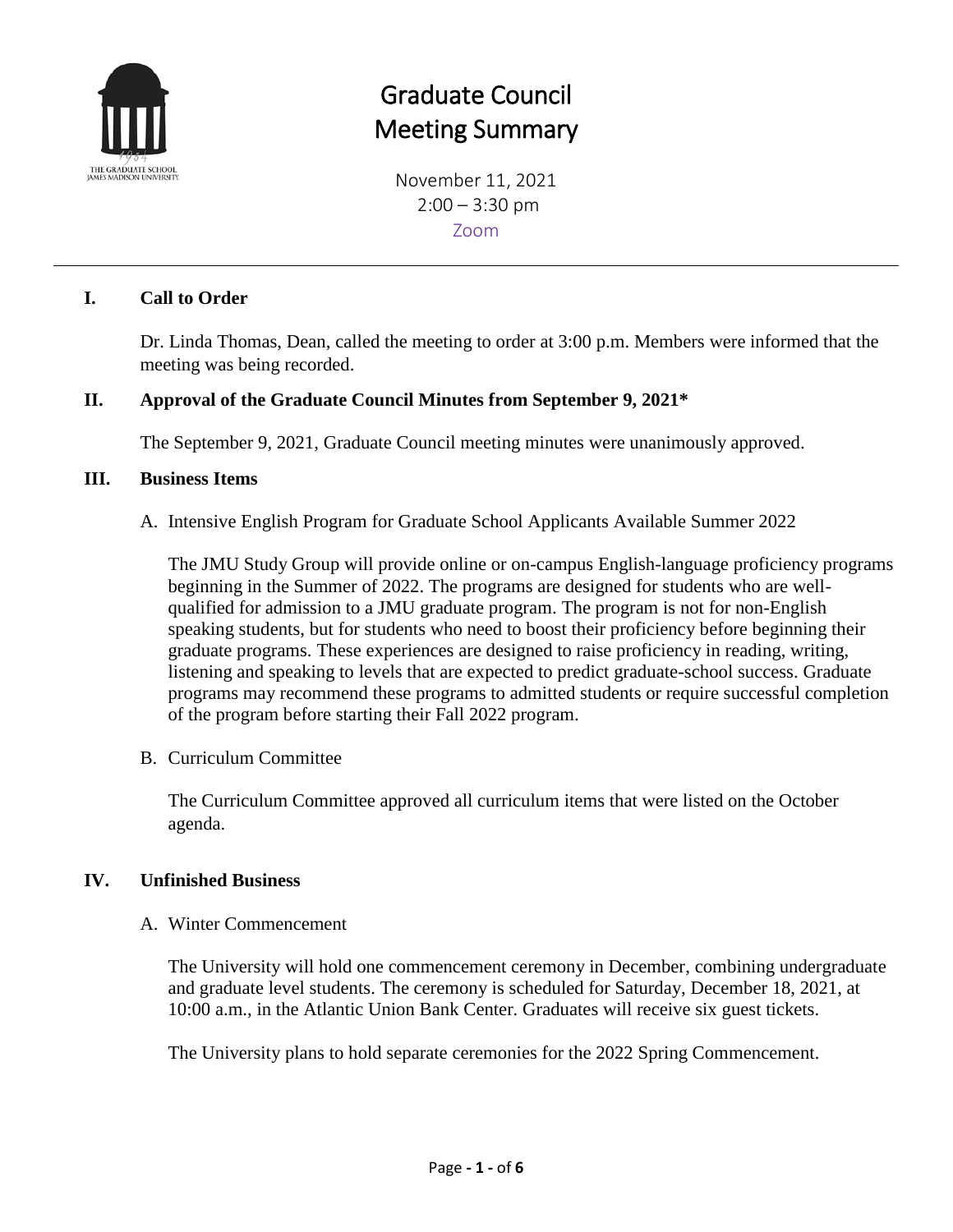# Graduate Council Meeting Summary

November 11, 2021
2:00 – 3:30 pm
Zoom

---

## I. Call to Order

Dr. Linda Thomas, Dean, called the meeting to order at 3:00 p.m. Members were informed that the meeting was being recorded.

## II. Approval of the Graduate Council Minutes from September 9, 2021*

The September 9, 2021, Graduate Council meeting minutes were unanimously approved.

## III. Business Items

A. Intensive English Program for Graduate School Applicants Available Summer 2022

The JMU Study Group will provide online or on-campus English-language proficiency programs beginning in the Summer of 2022. The programs are designed for students who are well-qualified for admission to a JMU graduate program. The program is not for non-English speaking students, but for students who need to boost their proficiency before beginning their graduate programs. These experiences are designed to raise proficiency in reading, writing, listening and speaking to levels that are expected to predict graduate-school success. Graduate programs may recommend these programs to admitted students or require successful completion of the program before starting their Fall 2022 program.

B. Curriculum Committee

The Curriculum Committee approved all curriculum items that were listed on the October agenda.

## IV. Unfinished Business

A. Winter Commencement

The University will hold one commencement ceremony in December, combining undergraduate and graduate level students. The ceremony is scheduled for Saturday, December 18, 2021, at 10:00 a.m., in the Atlantic Union Bank Center. Graduates will receive six guest tickets.

The University plans to hold separate ceremonies for the 2022 Spring Commencement.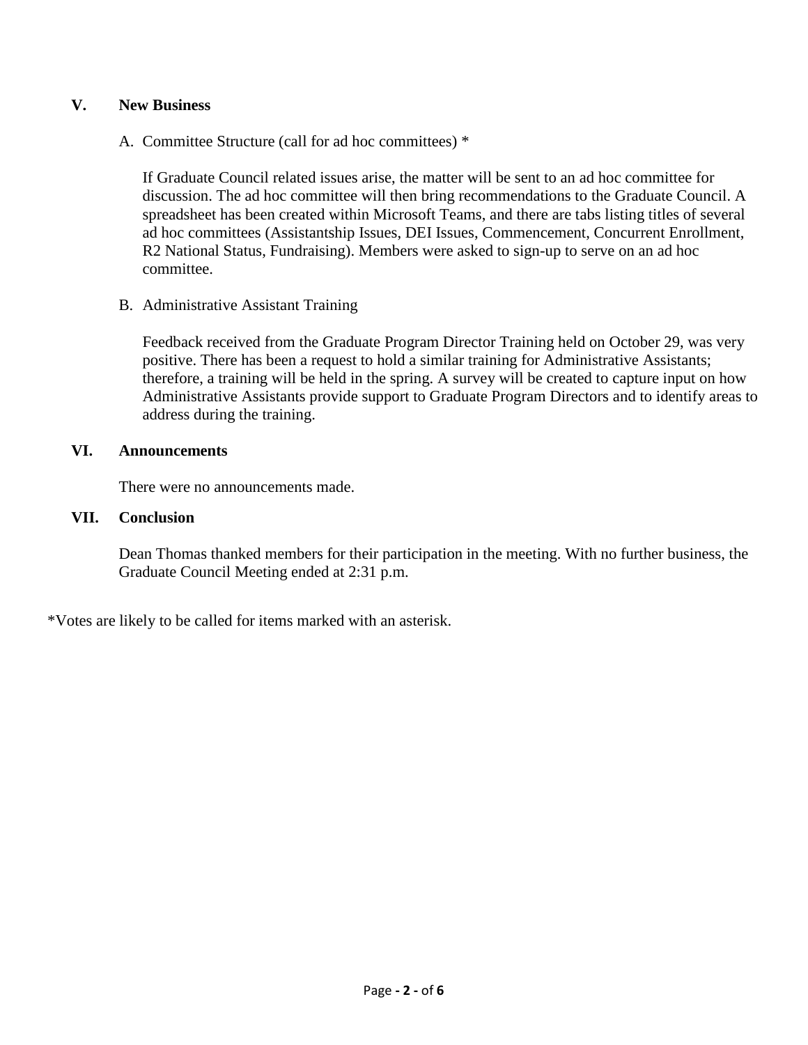## V. New Business

A. Committee Structure (call for ad hoc committees) *

If Graduate Council related issues arise, the matter will be sent to an ad hoc committee for discussion. The ad hoc committee will then bring recommendations to the Graduate Council. A spreadsheet has been created within Microsoft Teams, and there are tabs listing titles of several ad hoc committees (Assistantship Issues, DEI Issues, Commencement, Concurrent Enrollment, R2 National Status, Fundraising). Members were asked to sign-up to serve on an ad hoc committee.

B. Administrative Assistant Training

Feedback received from the Graduate Program Director Training held on October 29, was very positive. There has been a request to hold a similar training for Administrative Assistants; therefore, a training will be held in the spring. A survey will be created to capture input on how Administrative Assistants provide support to Graduate Program Directors and to identify areas to address during the training.

## VI. Announcements

There were no announcements made.

## VII. Conclusion

Dean Thomas thanked members for their participation in the meeting. With no further business, the Graduate Council Meeting ended at 2:31 p.m.

*Votes are likely to be called for items marked with an asterisk.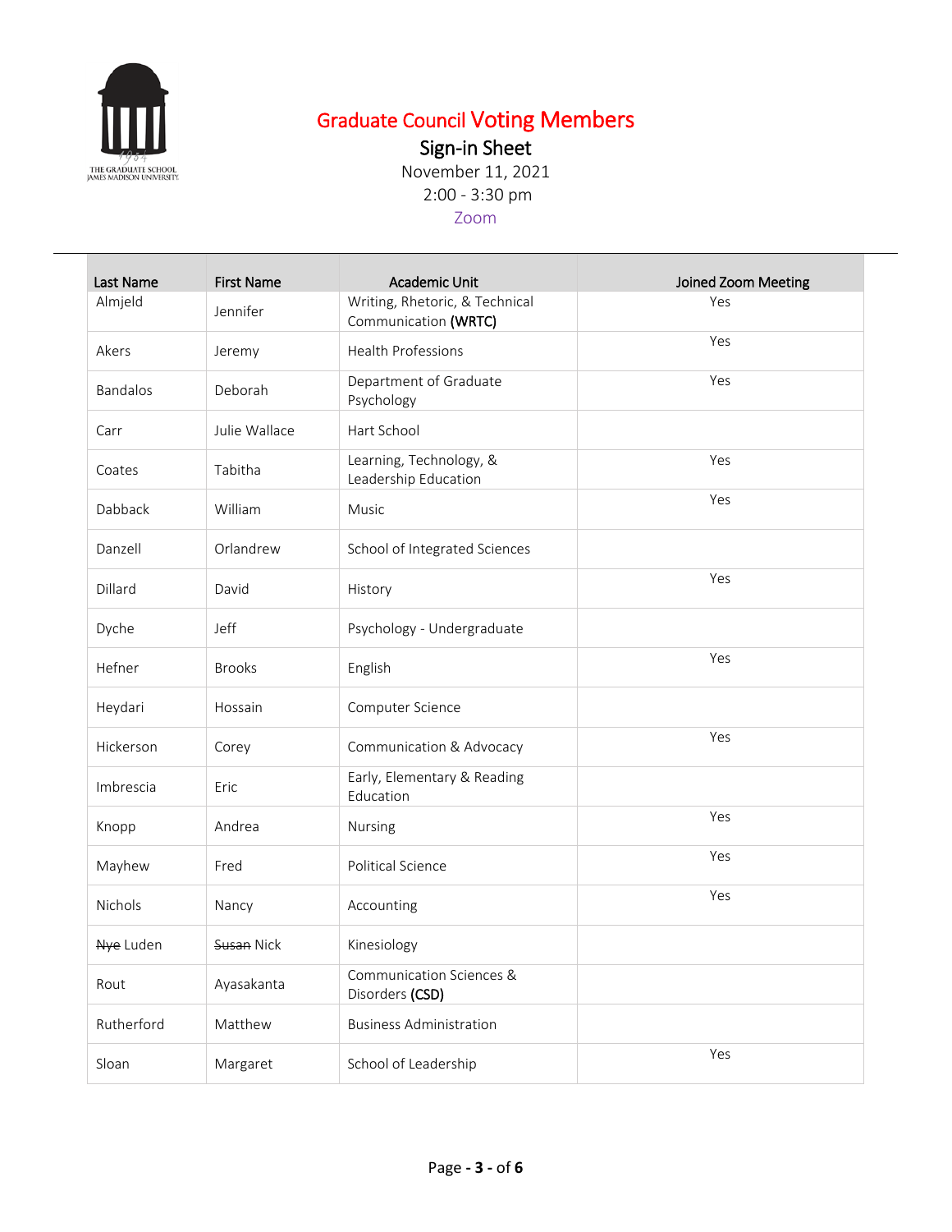# Graduate Council Voting Members

## Sign-in Sheet

November 11, 2021

2:00 - 3:30 pm

Zoom

| Last Name | First Name | Academic Unit | Joined Zoom Meeting |
|---|---|---|---|
| Almjeld | Jennifer | Writing, Rhetoric, & Technical Communication **(WRTC)** | Yes |
| Akers | Jeremy | Health Professions | Yes |
| Bandalos | Deborah | Department of Graduate Psychology | Yes |
| Carr | Julie Wallace | Hart School | |
| Coates | Tabitha | Learning, Technology, & Leadership Education | Yes |
| Dabback | William | Music | Yes |
| Danzell | Orlandrew | School of Integrated Sciences | |
| Dillard | David | History | Yes |
| Dyche | Jeff | Psychology - Undergraduate | |
| Hefner | Brooks | English | Yes |
| Heydari | Hossain | Computer Science | |
| Hickerson | Corey | Communication & Advocacy | Yes |
| Imbrescia | Eric | Early, Elementary & Reading Education | |
| Knopp | Andrea | Nursing | Yes |
| Mayhew | Fred | Political Science | Yes |
| Nichols | Nancy | Accounting | Yes |
| ~~Nye~~ Luden | ~~Susan~~ Nick | Kinesiology | |
| Rout | Ayasakanta | Communication Sciences & Disorders **(CSD)** | |
| Rutherford | Matthew | Business Administration | |
| Sloan | Margaret | School of Leadership | Yes |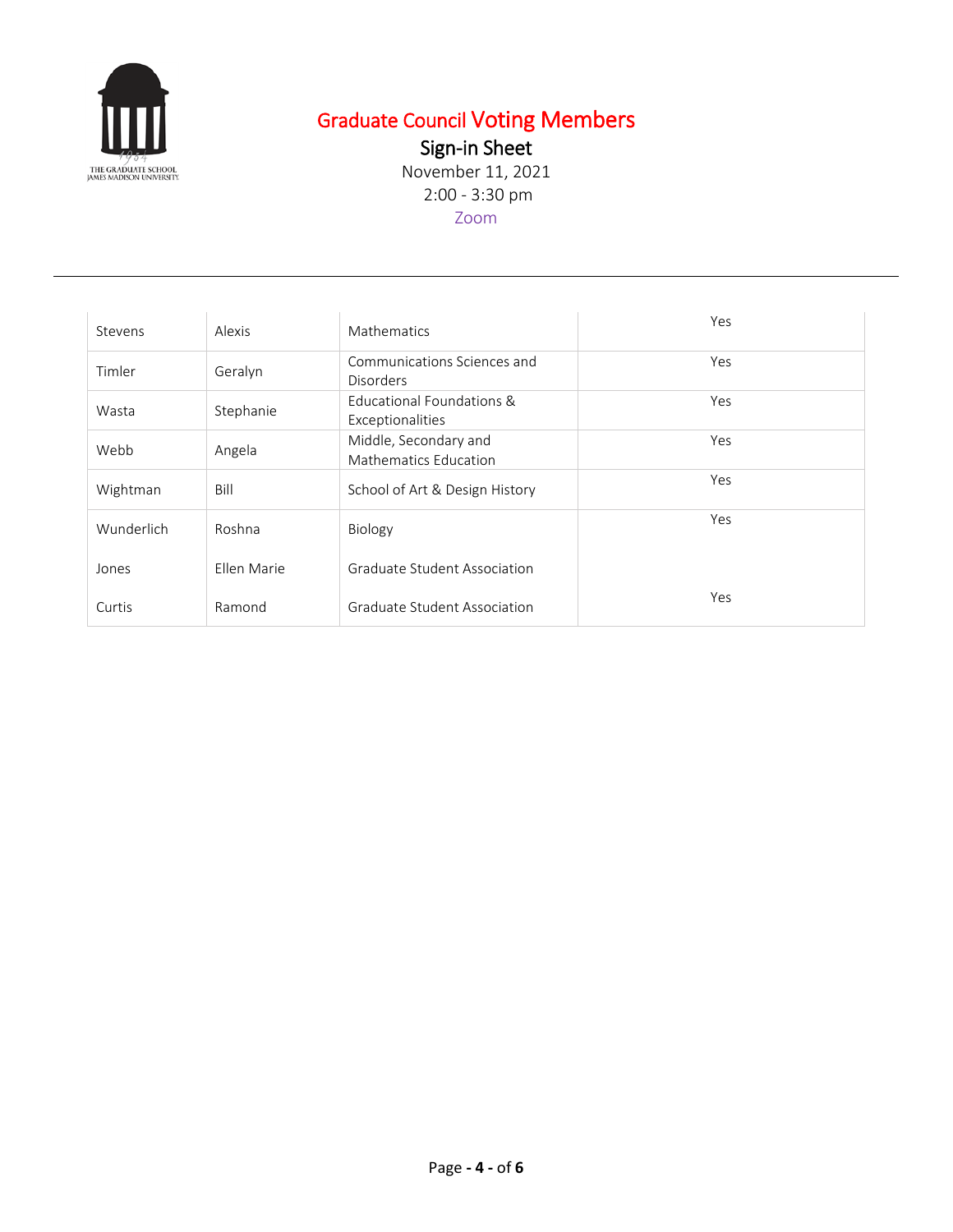# Graduate Council Voting Members

## Sign-in Sheet

November 11, 2021

2:00 - 3:30 pm

Zoom

| | | | |
|---|---|---|---|
| Stevens | Alexis | Mathematics | Yes |
| Timler | Geralyn | Communications Sciences and Disorders | Yes |
| Wasta | Stephanie | Educational Foundations & Exceptionalities | Yes |
| Webb | Angela | Middle, Secondary and Mathematics Education | Yes |
| Wightman | Bill | School of Art & Design History | Yes |
| Wunderlich | Roshna | Biology | Yes |
| Jones | Ellen Marie | Graduate Student Association | |
| Curtis | Ramond | Graduate Student Association | Yes |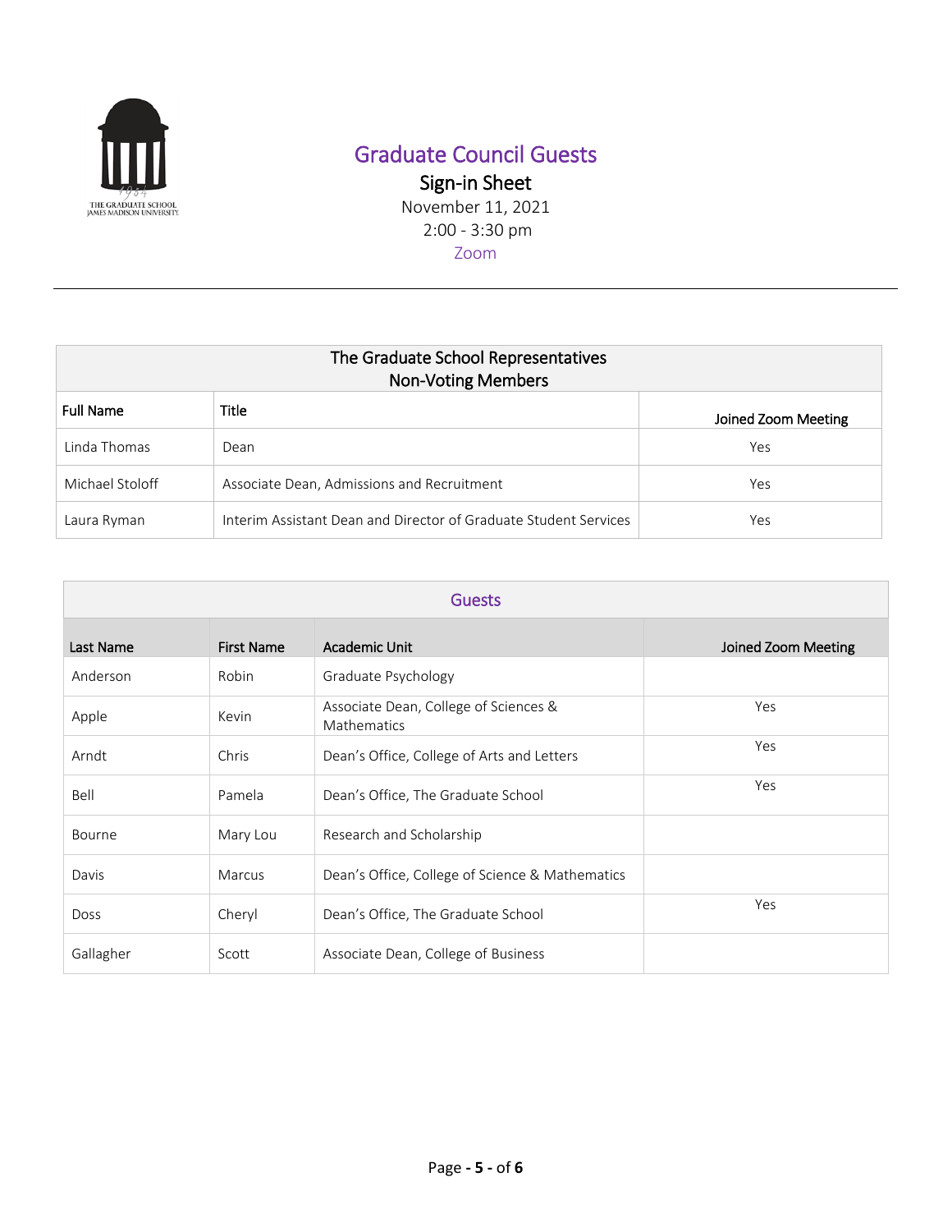# Graduate Council Guests

## Sign-in Sheet

November 11, 2021

2:00 - 3:30 pm

Zoom

---

| The Graduate School Representatives<br>Non-Voting Members | | |
|---|---|---|
| **Full Name** | **Title** | **Joined Zoom Meeting** |
| Linda Thomas | Dean | Yes |
| Michael Stoloff | Associate Dean, Admissions and Recruitment | Yes |
| Laura Ryman | Interim Assistant Dean and Director of Graduate Student Services | Yes |

| Guests | | | |
|---|---|---|---|
| **Last Name** | **First Name** | **Academic Unit** | **Joined Zoom Meeting** |
| Anderson | Robin | Graduate Psychology | |
| Apple | Kevin | Associate Dean, College of Sciences & Mathematics | Yes |
| Arndt | Chris | Dean's Office, College of Arts and Letters | Yes |
| Bell | Pamela | Dean's Office, The Graduate School | Yes |
| Bourne | Mary Lou | Research and Scholarship | |
| Davis | Marcus | Dean's Office, College of Science & Mathematics | |
| Doss | Cheryl | Dean's Office, The Graduate School | Yes |
| Gallagher | Scott | Associate Dean, College of Business | |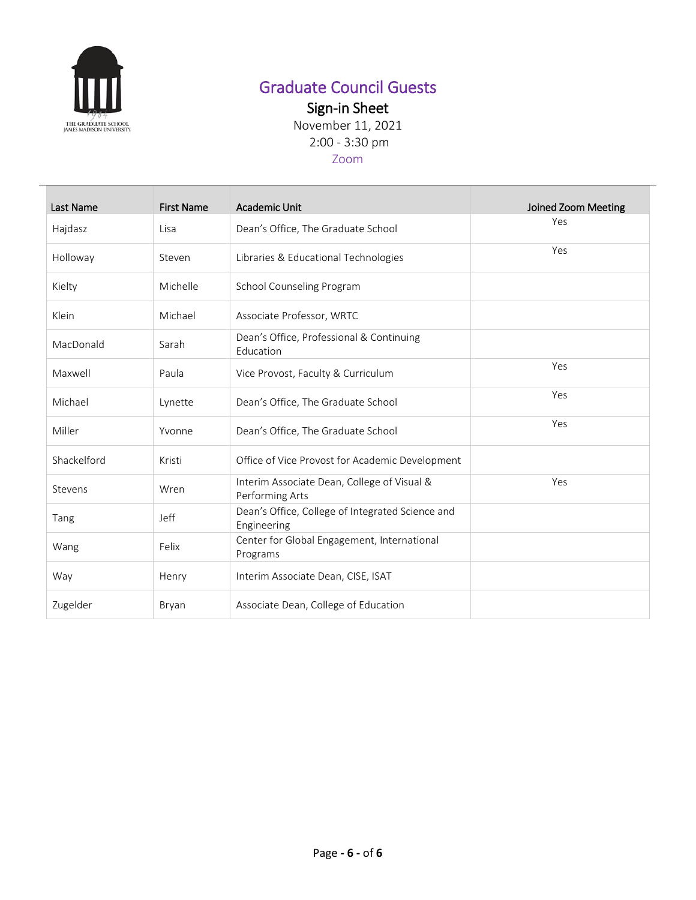# Graduate Council Guests

## Sign-in Sheet

November 11, 2021

2:00 - 3:30 pm

Zoom

| Last Name | First Name | Academic Unit | Joined Zoom Meeting |
|---|---|---|---|
| Hajdasz | Lisa | Dean's Office, The Graduate School | Yes |
| Holloway | Steven | Libraries & Educational Technologies | Yes |
| Kielty | Michelle | School Counseling Program | |
| Klein | Michael | Associate Professor, WRTC | |
| MacDonald | Sarah | Dean's Office, Professional & Continuing Education | |
| Maxwell | Paula | Vice Provost, Faculty & Curriculum | Yes |
| Michael | Lynette | Dean's Office, The Graduate School | Yes |
| Miller | Yvonne | Dean's Office, The Graduate School | Yes |
| Shackelford | Kristi | Office of Vice Provost for Academic Development | |
| Stevens | Wren | Interim Associate Dean, College of Visual & Performing Arts | Yes |
| Tang | Jeff | Dean's Office, College of Integrated Science and Engineering | |
| Wang | Felix | Center for Global Engagement, International Programs | |
| Way | Henry | Interim Associate Dean, CISE, ISAT | |
| Zugelder | Bryan | Associate Dean, College of Education | |